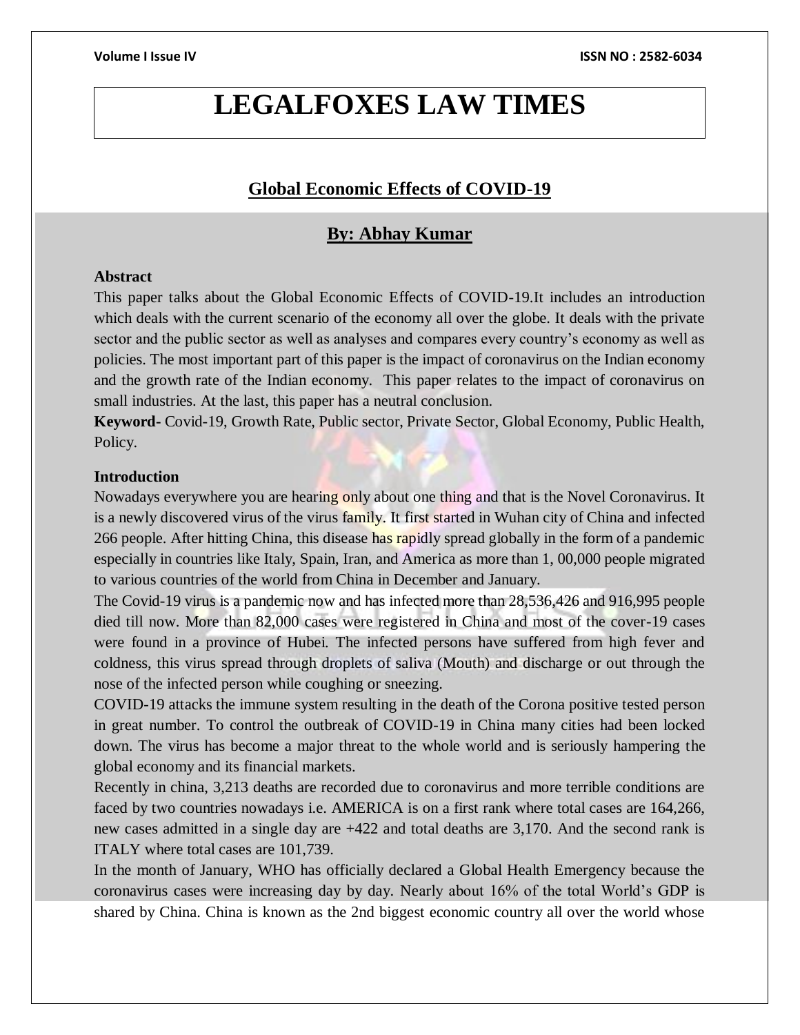// Header "Volume I Issue IV" and ISSN are running headers — omit. Journal title "LEGALFOXES LAW TIMES" is likely repeated too; omit.

## Global Economic Effects of COVID-19

### By: Abhay Kumar

**Abstract**

This paper talks about the Global Economic Effects of COVID-19.It includes an introduction which deals with the current scenario of the economy all over the globe. It deals with the private sector and the public sector as well as analyses and compares every country's economy as well as policies. The most important part of this paper is the impact of coronavirus on the Indian economy and the growth rate of the Indian economy. This paper relates to the impact of coronavirus on small industries. At the last, this paper has a neutral conclusion.

**Keyword-** Covid-19, Growth Rate, Public sector, Private Sector, Global Economy, Public Health, Policy.

**Introduction**

Nowadays everywhere you are hearing only about one thing and that is the Novel Coronavirus. It is a newly discovered virus of the virus family. It first started in Wuhan city of China and infected 266 people. After hitting China, this disease has rapidly spread globally in the form of a pandemic especially in countries like Italy, Spain, Iran, and America as more than 1, 00,000 people migrated to various countries of the world from China in December and January.

The Covid-19 virus is a pandemic now and has infected more than 28,536,426 and 916,995 people died till now. More than 82,000 cases were registered in China and most of the cover-19 cases were found in a province of Hubei. The infected persons have suffered from high fever and coldness, this virus spread through droplets of saliva (Mouth) and discharge or out through the nose of the infected person while coughing or sneezing.

COVID-19 attacks the immune system resulting in the death of the Corona positive tested person in great number. To control the outbreak of COVID-19 in China many cities had been locked down. The virus has become a major threat to the whole world and is seriously hampering the global economy and its financial markets.

Recently in china, 3,213 deaths are recorded due to coronavirus and more terrible conditions are faced by two countries nowadays i.e. AMERICA is on a first rank where total cases are 164,266, new cases admitted in a single day are +422 and total deaths are 3,170. And the second rank is ITALY where total cases are 101,739.

In the month of January, WHO has officially declared a Global Health Emergency because the coronavirus cases were increasing day by day. Nearly about 16% of the total World's GDP is shared by China. China is known as the 2nd biggest economic country all over the world whose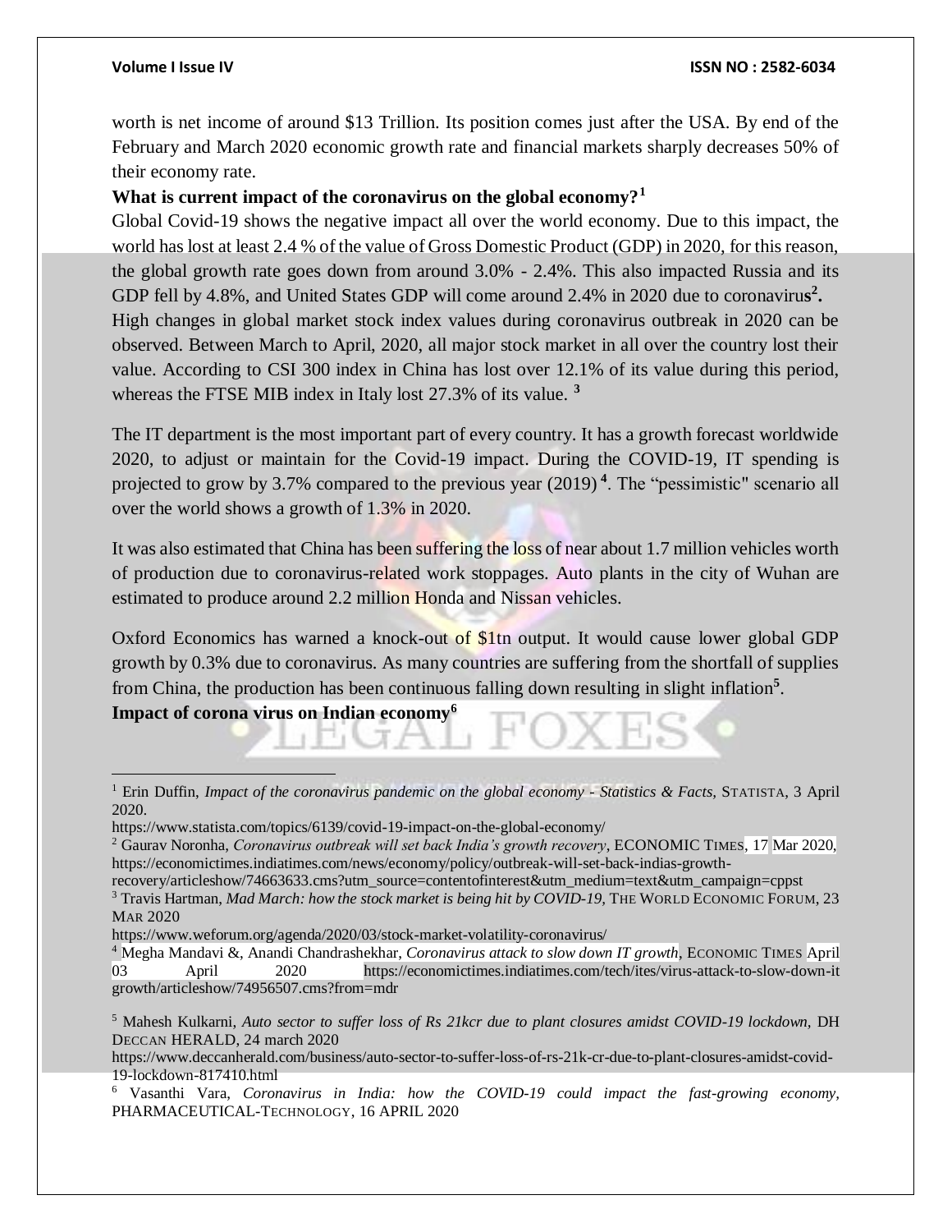worth is net income of around $13 Trillion. Its position comes just after the USA. By end of the February and March 2020 economic growth rate and financial markets sharply decreases 50% of their economy rate.

**What is current impact of the coronavirus on the global economy?[1]**

Global Covid-19 shows the negative impact all over the world economy. Due to this impact, the world has lost at least 2.4 % of the value of Gross Domestic Product (GDP) in 2020, for this reason, the global growth rate goes down from around 3.0% - 2.4%. This also impacted Russia and its GDP fell by 4.8%, and United States GDP will come around 2.4% in 2020 due to coronavirus[2].

High changes in global market stock index values during coronavirus outbreak in 2020 can be observed. Between March to April, 2020, all major stock market in all over the country lost their value. According to CSI 300 index in China has lost over 12.1% of its value during this period, whereas the FTSE MIB index in Italy lost 27.3% of its value. [3]

The IT department is the most important part of every country. It has a growth forecast worldwide 2020, to adjust or maintain for the Covid-19 impact. During the COVID-19, IT spending is projected to grow by 3.7% compared to the previous year (2019)[4]. The "pessimistic" scenario all over the world shows a growth of 1.3% in 2020.

It was also estimated that China has been suffering the loss of near about 1.7 million vehicles worth of production due to coronavirus-related work stoppages. Auto plants in the city of Wuhan are estimated to produce around 2.2 million Honda and Nissan vehicles.

Oxford Economics has warned a knock-out of $1tn output. It would cause lower global GDP growth by 0.3% due to coronavirus. As many countries are suffering from the shortfall of supplies from China, the production has been continuous falling down resulting in slight inflation[5].

**Impact of corona virus on Indian economy[6]**

---

[1] Erin Duffin, *Impact of the coronavirus pandemic on the global economy - Statistics & Facts,* STATISTA, 3 April 2020. https://www.statista.com/topics/6139/covid-19-impact-on-the-global-economy/

[2] Gaurav Noronha, *Coronavirus outbreak will set back India's growth recovery*, ECONOMIC TIMES, 17 Mar 2020, https://economictimes.indiatimes.com/news/economy/policy/outbreak-will-set-back-indias-growth-recovery/articleshow/74663633.cms?utm_source=contentofinterest&utm_medium=text&utm_campaign=cppst

[3] Travis Hartman, *Mad March: how the stock market is being hit by COVID-19,* THE WORLD ECONOMIC FORUM, 23 MAR 2020 https://www.weforum.org/agenda/2020/03/stock-market-volatility-coronavirus/

[4] Megha Mandavi &, Anandi Chandrashekhar, *Coronavirus attack to slow down IT growth*, ECONOMIC TIMES April 03 April 2020 https://economictimes.indiatimes.com/tech/ites/virus-attack-to-slow-down-it growth/articleshow/74956507.cms?from=mdr

[5] Mahesh Kulkarni, *Auto sector to suffer loss of Rs 21kcr due to plant closures amidst COVID-19 lockdown,* DH DECCAN HERALD, 24 march 2020 https://www.deccanherald.com/business/auto-sector-to-suffer-loss-of-rs-21k-cr-due-to-plant-closures-amidst-covid-19-lockdown-817410.html

[6] Vasanthi Vara, *Coronavirus in India: how the COVID-19 could impact the fast-growing economy,* PHARMACEUTICAL-TECHNOLOGY, 16 APRIL 2020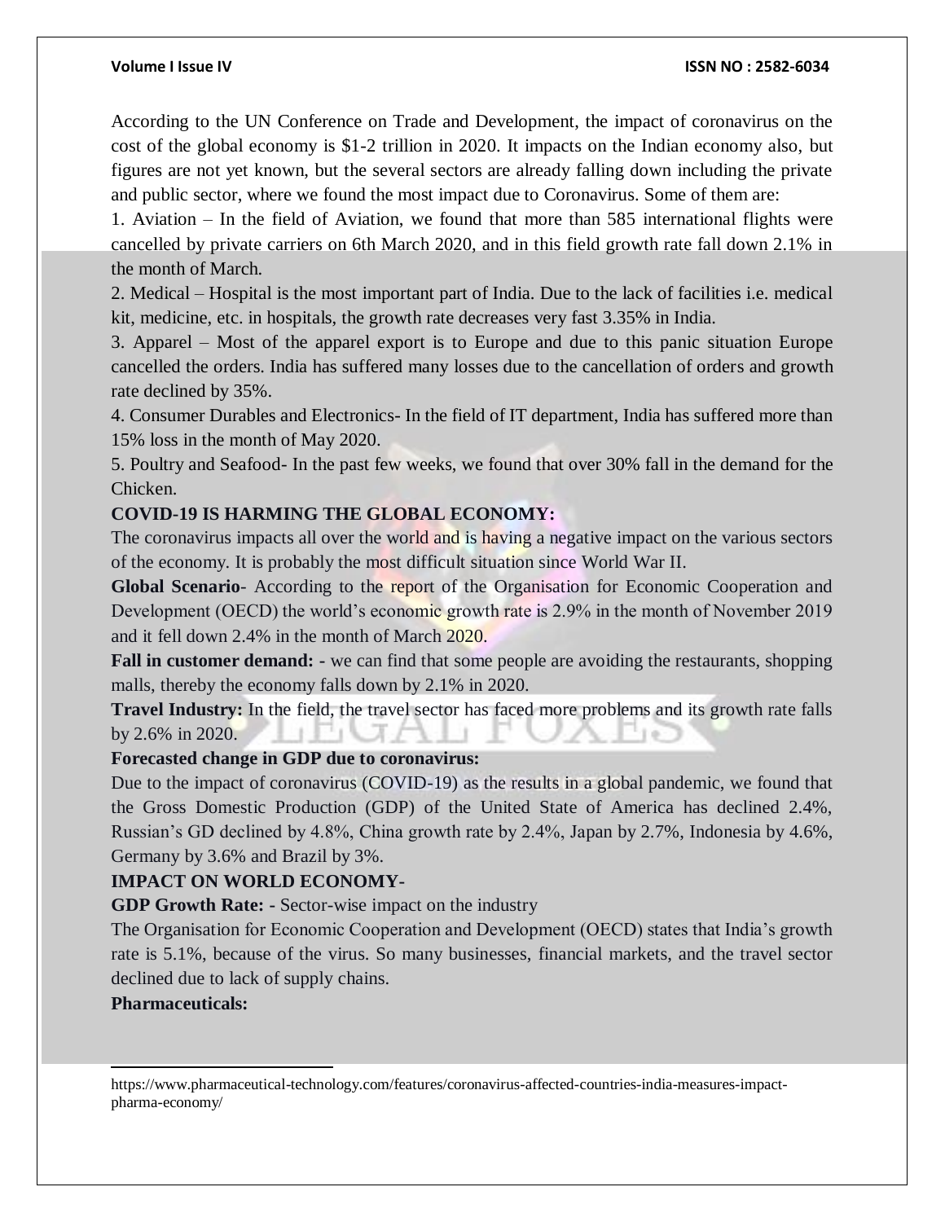According to the UN Conference on Trade and Development, the impact of coronavirus on the cost of the global economy is $1-2 trillion in 2020. It impacts on the Indian economy also, but figures are not yet known, but the several sectors are already falling down including the private and public sector, where we found the most impact due to Coronavirus. Some of them are:

1. Aviation – In the field of Aviation, we found that more than 585 international flights were cancelled by private carriers on 6th March 2020, and in this field growth rate fall down 2.1% in the month of March.
2. Medical – Hospital is the most important part of India. Due to the lack of facilities i.e. medical kit, medicine, etc. in hospitals, the growth rate decreases very fast 3.35% in India.
3. Apparel – Most of the apparel export is to Europe and due to this panic situation Europe cancelled the orders. India has suffered many losses due to the cancellation of orders and growth rate declined by 35%.
4. Consumer Durables and Electronics- In the field of IT department, India has suffered more than 15% loss in the month of May 2020.
5. Poultry and Seafood- In the past few weeks, we found that over 30% fall in the demand for the Chicken.

**COVID-19 IS HARMING THE GLOBAL ECONOMY:**

The coronavirus impacts all over the world and is having a negative impact on the various sectors of the economy. It is probably the most difficult situation since World War II.

**Global Scenario**- According to the report of the Organisation for Economic Cooperation and Development (OECD) the world's economic growth rate is 2.9% in the month of November 2019 and it fell down 2.4% in the month of March 2020.

**Fall in customer demand:** - we can find that some people are avoiding the restaurants, shopping malls, thereby the economy falls down by 2.1% in 2020.

**Travel Industry:** In the field, the travel sector has faced more problems and its growth rate falls by 2.6% in 2020.

**Forecasted change in GDP due to coronavirus:**

Due to the impact of coronavirus (COVID-19) as the results in a global pandemic, we found that the Gross Domestic Production (GDP) of the United State of America has declined 2.4%, Russian's GD declined by 4.8%, China growth rate by 2.4%, Japan by 2.7%, Indonesia by 4.6%, Germany by 3.6% and Brazil by 3%.

**IMPACT ON WORLD ECONOMY-**

**GDP Growth Rate:** - Sector-wise impact on the industry

The Organisation for Economic Cooperation and Development (OECD) states that India's growth rate is 5.1%, because of the virus. So many businesses, financial markets, and the travel sector declined due to lack of supply chains.

**Pharmaceuticals:**

---

https://www.pharmaceutical-technology.com/features/coronavirus-affected-countries-india-measures-impact-pharma-economy/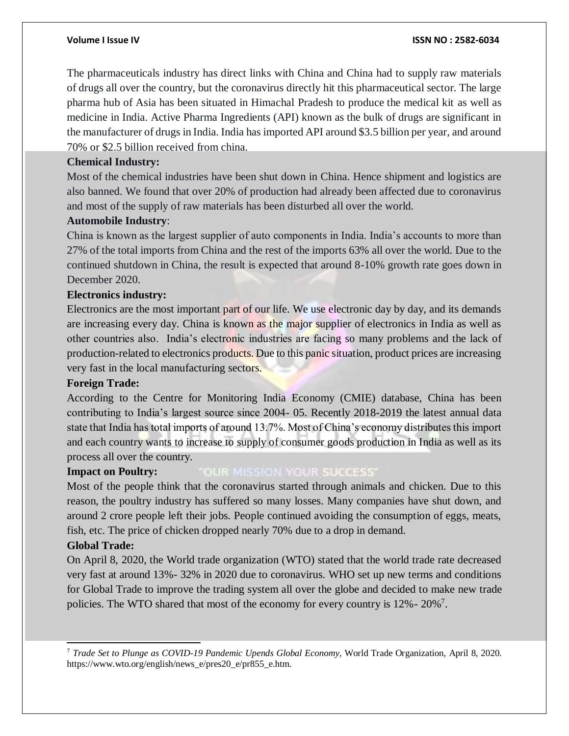The pharmaceuticals industry has direct links with China and China had to supply raw materials of drugs all over the country, but the coronavirus directly hit this pharmaceutical sector. The large pharma hub of Asia has been situated in Himachal Pradesh to produce the medical kit as well as medicine in India. Active Pharma Ingredients (API) known as the bulk of drugs are significant in the manufacturer of drugs in India. India has imported API around $3.5 billion per year, and around 70% or $2.5 billion received from china.

**Chemical Industry:**

Most of the chemical industries have been shut down in China. Hence shipment and logistics are also banned. We found that over 20% of production had already been affected due to coronavirus and most of the supply of raw materials has been disturbed all over the world.

**Automobile Industry**:

China is known as the largest supplier of auto components in India. India's accounts to more than 27% of the total imports from China and the rest of the imports 63% all over the world. Due to the continued shutdown in China, the result is expected that around 8-10% growth rate goes down in December 2020.

**Electronics industry:**

Electronics are the most important part of our life. We use electronic day by day, and its demands are increasing every day. China is known as the major supplier of electronics in India as well as other countries also. India's electronic industries are facing so many problems and the lack of production-related to electronics products. Due to this panic situation, product prices are increasing very fast in the local manufacturing sectors.

**Foreign Trade:**

According to the Centre for Monitoring India Economy (CMIE) database, China has been contributing to India's largest source since 2004- 05. Recently 2018-2019 the latest annual data state that India has total imports of around 13.7%. Most of China's economy distributes this import and each country wants to increase to supply of consumer goods production in India as well as its process all over the country.

**Impact on Poultry:**

Most of the people think that the coronavirus started through animals and chicken. Due to this reason, the poultry industry has suffered so many losses. Many companies have shut down, and around 2 crore people left their jobs. People continued avoiding the consumption of eggs, meats, fish, etc. The price of chicken dropped nearly 70% due to a drop in demand.

**Global Trade:**

On April 8, 2020, the World trade organization (WTO) stated that the world trade rate decreased very fast at around 13%- 32% in 2020 due to coronavirus. WHO set up new terms and conditions for Global Trade to improve the trading system all over the globe and decided to make new trade policies. The WTO shared that most of the economy for every country is 12%- 20%[7].

---

[7] *Trade Set to Plunge as COVID-19 Pandemic Upends Global Economy*, World Trade Organization, April 8, 2020. https://www.wto.org/english/news_e/pres20_e/pr855_e.htm.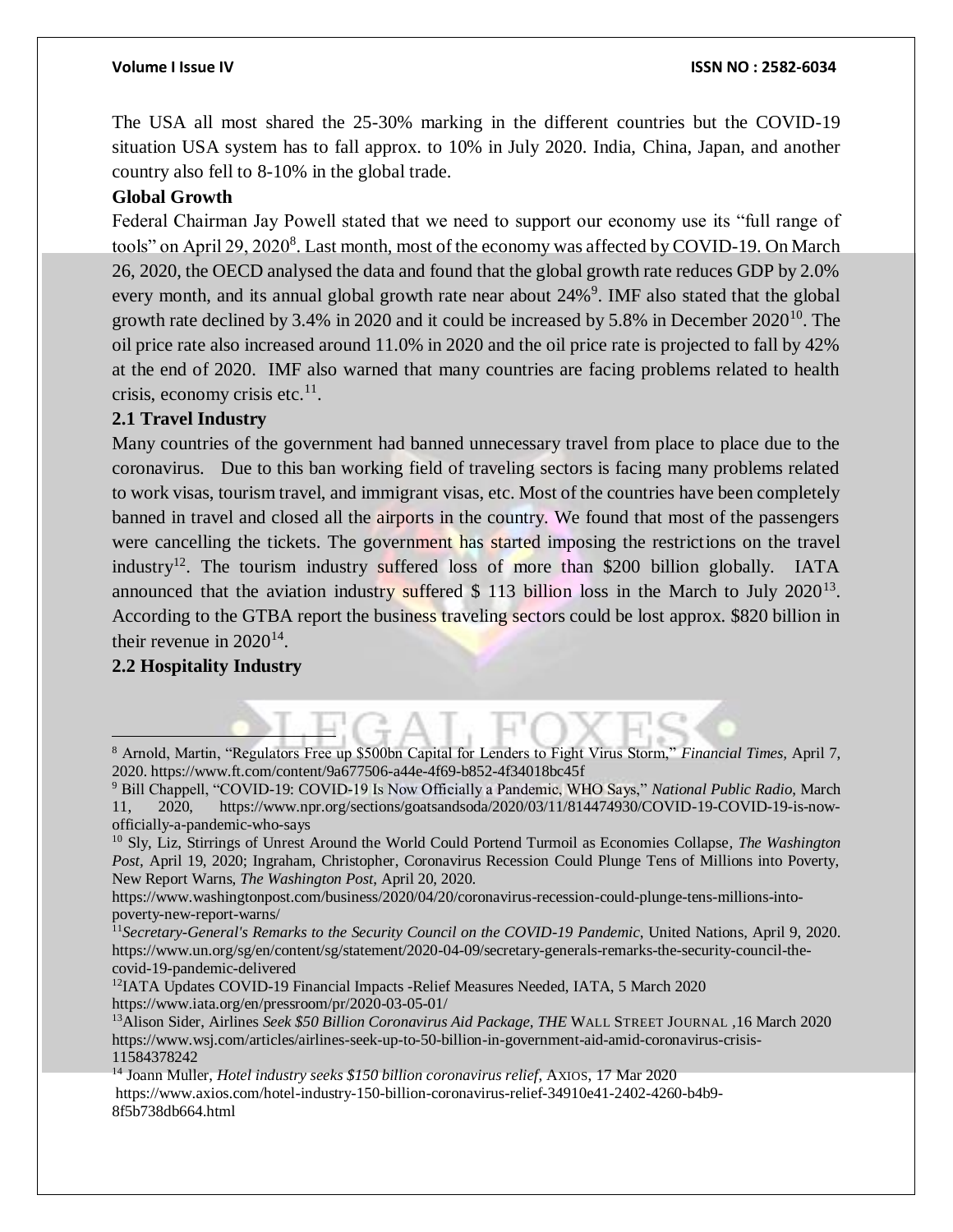The USA all most shared the 25-30% marking in the different countries but the COVID-19 situation USA system has to fall approx. to 10% in July 2020. India, China, Japan, and another country also fell to 8-10% in the global trade.

**Global Growth**

Federal Chairman Jay Powell stated that we need to support our economy use its "full range of tools" on April 29, 2020[8]. Last month, most of the economy was affected by COVID-19. On March 26, 2020, the OECD analysed the data and found that the global growth rate reduces GDP by 2.0% every month, and its annual global growth rate near about 24%[9]. IMF also stated that the global growth rate declined by 3.4% in 2020 and it could be increased by 5.8% in December 2020[10]. The oil price rate also increased around 11.0% in 2020 and the oil price rate is projected to fall by 42% at the end of 2020. IMF also warned that many countries are facing problems related to health crisis, economy crisis etc.[11].

**2.1 Travel Industry**

Many countries of the government had banned unnecessary travel from place to place due to the coronavirus. Due to this ban working field of traveling sectors is facing many problems related to work visas, tourism travel, and immigrant visas, etc. Most of the countries have been completely banned in travel and closed all the airports in the country. We found that most of the passengers were cancelling the tickets. The government has started imposing the restrictions on the travel industry[12]. The tourism industry suffered loss of more than $200 billion globally. IATA announced that the aviation industry suffered $ 113 billion loss in the March to July 2020[13]. According to the GTBA report the business traveling sectors could be lost approx. $820 billion in their revenue in 2020[14].

**2.2 Hospitality Industry**

---

[8] Arnold, Martin, "Regulators Free up $500bn Capital for Lenders to Fight Virus Storm," *Financial Times*, April 7, 2020. https://www.ft.com/content/9a677506-a44e-4f69-b852-4f34018bc45f

[9] Bill Chappell, "COVID-19: COVID-19 Is Now Officially a Pandemic, WHO Says," *National Public Radio*, March 11, 2020, https://www.npr.org/sections/goatsandsoda/2020/03/11/814474930/COVID-19-COVID-19-is-now-officially-a-pandemic-who-says

[10] Sly, Liz, Stirrings of Unrest Around the World Could Portend Turmoil as Economies Collapse, *The Washington Post*, April 19, 2020; Ingraham, Christopher, Coronavirus Recession Could Plunge Tens of Millions into Poverty, New Report Warns, *The Washington Post*, April 20, 2020. https://www.washingtonpost.com/business/2020/04/20/coronavirus-recession-could-plunge-tens-millions-into-poverty-new-report-warns/

[11] *Secretary-General's Remarks to the Security Council on the COVID-19 Pandemic*, United Nations, April 9, 2020. https://www.un.org/sg/en/content/sg/statement/2020-04-09/secretary-generals-remarks-the-security-council-the-covid-19-pandemic-delivered

[12] IATA Updates COVID-19 Financial Impacts -Relief Measures Needed, IATA, 5 March 2020 https://www.iata.org/en/pressroom/pr/2020-03-05-01/

[13] Alison Sider, Airlines *Seek $50 Billion Coronavirus Aid Package, THE* WALL STREET JOURNAL ,16 March 2020 https://www.wsj.com/articles/airlines-seek-up-to-50-billion-in-government-aid-amid-coronavirus-crisis-11584378242

[14] Joann Muller, *Hotel industry seeks $150 billion coronavirus relief*, AXIOS, 17 Mar 2020 https://www.axios.com/hotel-industry-150-billion-coronavirus-relief-34910e41-2402-4260-b4b9-8f5b738db664.html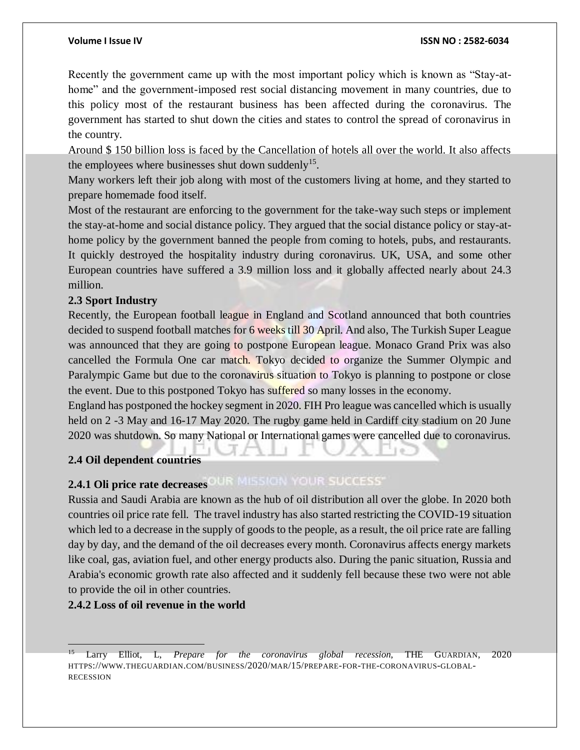Recently the government came up with the most important policy which is known as "Stay-at-home" and the government-imposed rest social distancing movement in many countries, due to this policy most of the restaurant business has been affected during the coronavirus. The government has started to shut down the cities and states to control the spread of coronavirus in the country.

Around $ 150 billion loss is faced by the Cancellation of hotels all over the world. It also affects the employees where businesses shut down suddenly[15].

Many workers left their job along with most of the customers living at home, and they started to prepare homemade food itself.

Most of the restaurant are enforcing to the government for the take-way such steps or implement the stay-at-home and social distance policy. They argued that the social distance policy or stay-at-home policy by the government banned the people from coming to hotels, pubs, and restaurants. It quickly destroyed the hospitality industry during coronavirus. UK, USA, and some other European countries have suffered a 3.9 million loss and it globally affected nearly about 24.3 million.

### 2.3 Sport Industry

Recently, the European football league in England and Scotland announced that both countries decided to suspend football matches for 6 weeks till 30 April. And also, The Turkish Super League was announced that they are going to postpone European league. Monaco Grand Prix was also cancelled the Formula One car match. Tokyo decided to organize the Summer Olympic and Paralympic Game but due to the coronavirus situation to Tokyo is planning to postpone or close the event. Due to this postponed Tokyo has suffered so many losses in the economy.

England has postponed the hockey segment in 2020. FIH Pro league was cancelled which is usually held on 2 -3 May and 16-17 May 2020. The rugby game held in Cardiff city stadium on 20 June 2020 was shutdown. So many National or International games were cancelled due to coronavirus.

### 2.4 Oil dependent countries

#### 2.4.1 Oli price rate decreases

Russia and Saudi Arabia are known as the hub of oil distribution all over the globe. In 2020 both countries oil price rate fell. The travel industry has also started restricting the COVID-19 situation which led to a decrease in the supply of goods to the people, as a result, the oil price rate are falling day by day, and the demand of the oil decreases every month. Coronavirus affects energy markets like coal, gas, aviation fuel, and other energy products also. During the panic situation, Russia and Arabia's economic growth rate also affected and it suddenly fell because these two were not able to provide the oil in other countries.

#### 2.4.2 Loss of oil revenue in the world

---

[15] Larry Elliot, L, *Prepare for the coronavirus global recession*, THE GUARDIAN, 2020 HTTPS://WWW.THEGUARDIAN.COM/BUSINESS/2020/MAR/15/PREPARE-FOR-THE-CORONAVIRUS-GLOBAL-RECESSION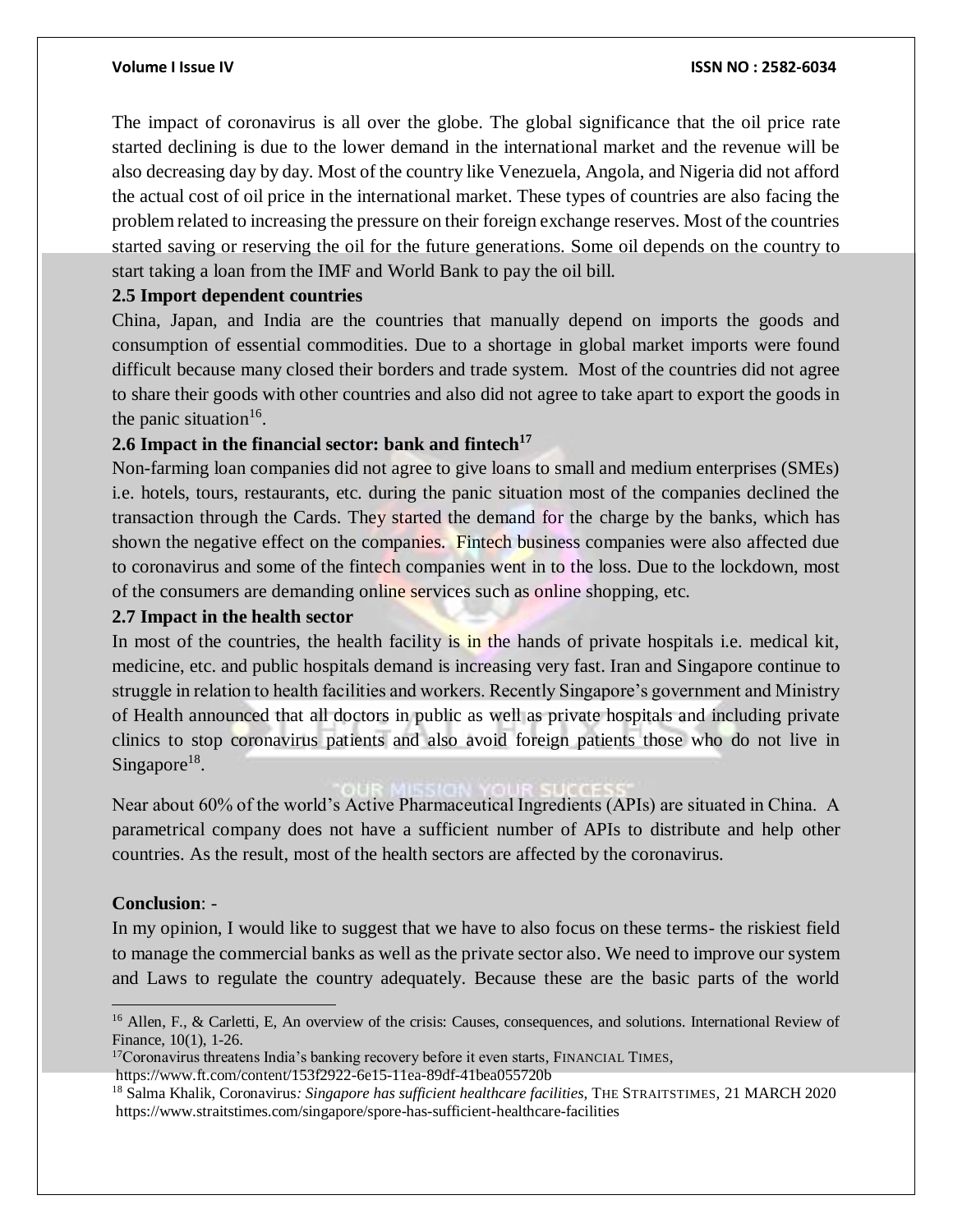The impact of coronavirus is all over the globe. The global significance that the oil price rate started declining is due to the lower demand in the international market and the revenue will be also decreasing day by day. Most of the country like Venezuela, Angola, and Nigeria did not afford the actual cost of oil price in the international market. These types of countries are also facing the problem related to increasing the pressure on their foreign exchange reserves. Most of the countries started saving or reserving the oil for the future generations. Some oil depends on the country to start taking a loan from the IMF and World Bank to pay the oil bill.

**2.5 Import dependent countries**

China, Japan, and India are the countries that manually depend on imports the goods and consumption of essential commodities. Due to a shortage in global market imports were found difficult because many closed their borders and trade system. Most of the countries did not agree to share their goods with other countries and also did not agree to take apart to export the goods in the panic situation[16].

**2.6 Impact in the financial sector: bank and fintech[17]**

Non-farming loan companies did not agree to give loans to small and medium enterprises (SMEs) i.e. hotels, tours, restaurants, etc. during the panic situation most of the companies declined the transaction through the Cards. They started the demand for the charge by the banks, which has shown the negative effect on the companies. Fintech business companies were also affected due to coronavirus and some of the fintech companies went in to the loss. Due to the lockdown, most of the consumers are demanding online services such as online shopping, etc.

**2.7 Impact in the health sector**

In most of the countries, the health facility is in the hands of private hospitals i.e. medical kit, medicine, etc. and public hospitals demand is increasing very fast. Iran and Singapore continue to struggle in relation to health facilities and workers. Recently Singapore's government and Ministry of Health announced that all doctors in public as well as private hospitals and including private clinics to stop coronavirus patients and also avoid foreign patients those who do not live in Singapore[18].

Near about 60% of the world's Active Pharmaceutical Ingredients (APIs) are situated in China. A parametrical company does not have a sufficient number of APIs to distribute and help other countries. As the result, most of the health sectors are affected by the coronavirus.

**Conclusion**: -

In my opinion, I would like to suggest that we have to also focus on these terms- the riskiest field to manage the commercial banks as well as the private sector also. We need to improve our system and Laws to regulate the country adequately. Because these are the basic parts of the world

---

[16] Allen, F., & Carletti, E, An overview of the crisis: Causes, consequences, and solutions. International Review of Finance, 10(1), 1-26.

[17] Coronavirus threatens India's banking recovery before it even starts, FINANCIAL TIMES, https://www.ft.com/content/153f2922-6e15-11ea-89df-41bea055720b

[18] Salma Khalik, Coronavirus*: Singapore has sufficient healthcare facilities*, THE STRAITSTIMES, 21 MARCH 2020 https://www.straitstimes.com/singapore/spore-has-sufficient-healthcare-facilities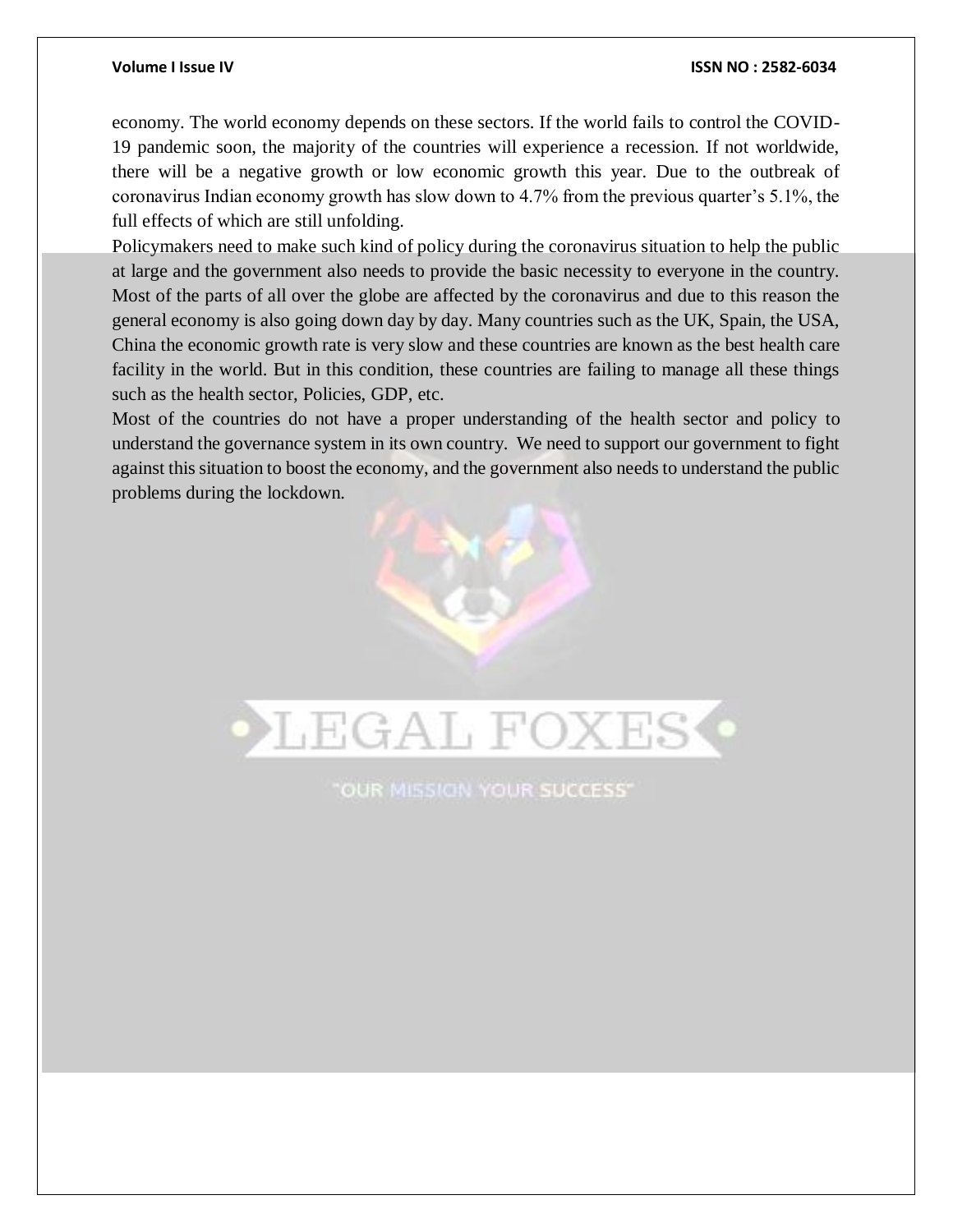economy. The world economy depends on these sectors. If the world fails to control the COVID-19 pandemic soon, the majority of the countries will experience a recession. If not worldwide, there will be a negative growth or low economic growth this year. Due to the outbreak of coronavirus Indian economy growth has slow down to 4.7% from the previous quarter's 5.1%, the full effects of which are still unfolding.

Policymakers need to make such kind of policy during the coronavirus situation to help the public at large and the government also needs to provide the basic necessity to everyone in the country. Most of the parts of all over the globe are affected by the coronavirus and due to this reason the general economy is also going down day by day. Many countries such as the UK, Spain, the USA, China the economic growth rate is very slow and these countries are known as the best health care facility in the world. But in this condition, these countries are failing to manage all these things such as the health sector, Policies, GDP, etc.

Most of the countries do not have a proper understanding of the health sector and policy to understand the governance system in its own country. We need to support our government to fight against this situation to boost the economy, and the government also needs to understand the public problems during the lockdown.